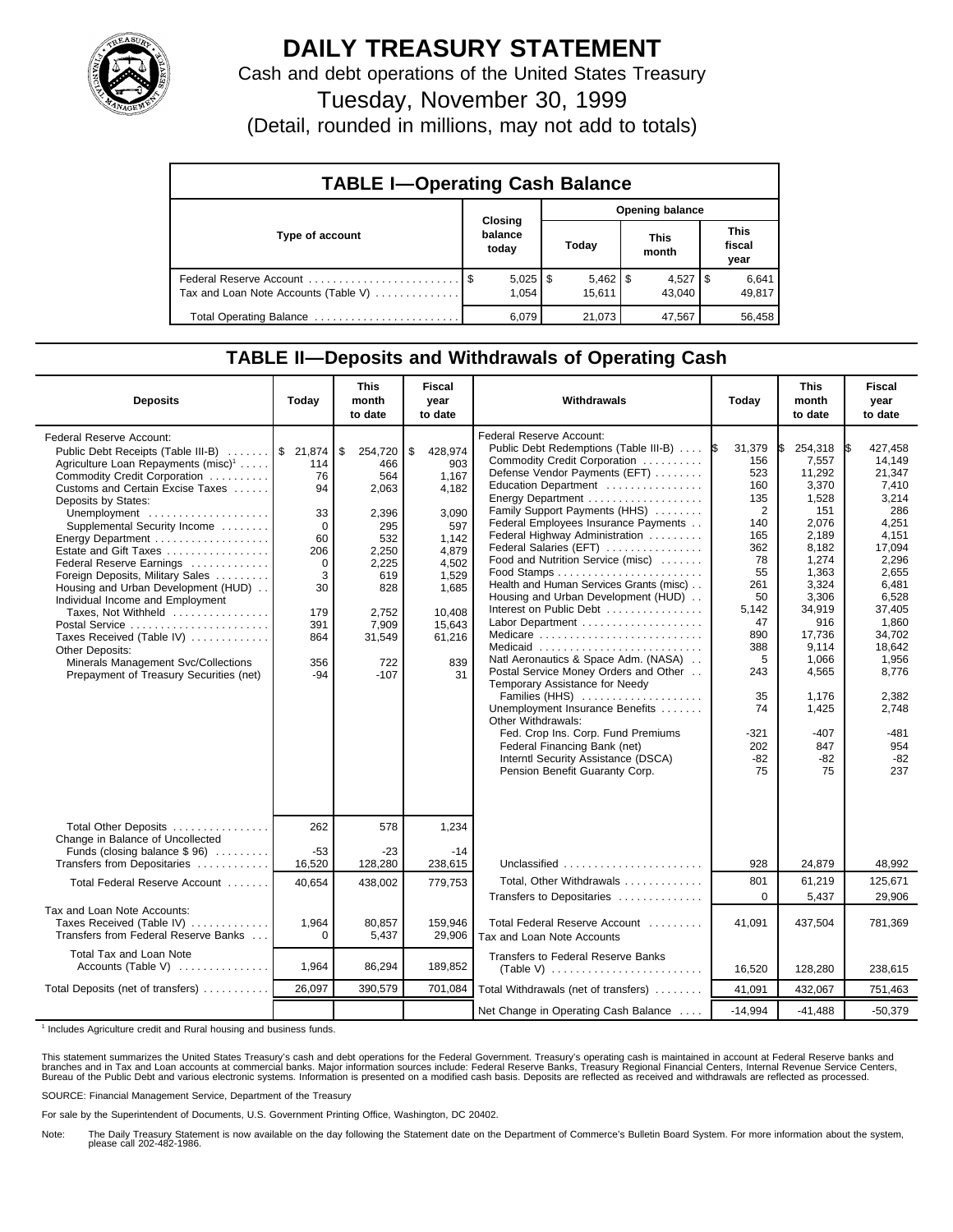# DAILY TREASURY STATEMENT

Cash and debt operations of the United States Treasury

Tuesday, November 30, 1999

(Detail, rounded in millions, may not add to totals)

## TABLE I—Operating Cash Balance

| Type of account | Closing balance today | Opening balance Today | Opening balance This month | Opening balance This fiscal year |
|---|---|---|---|---|
| Federal Reserve Account | $ 5,025 | $ 5,462 | $ 4,527 | $ 6,641 |
| Tax and Loan Note Accounts (Table V) | 1,054 | 15,611 | 43,040 | 49,817 |
| Total Operating Balance | 6,079 | 21,073 | 47,567 | 56,458 |

## TABLE II—Deposits and Withdrawals of Operating Cash

| Deposits | Today | This month to date | Fiscal year to date |
|---|---|---|---|
| Federal Reserve Account: | | | |
| Public Debt Receipts (Table III-B) | $ 21,874 | $ 254,720 | $ 428,974 |
| Agriculture Loan Repayments (misc)[1] | 114 | 466 | 903 |
| Commodity Credit Corporation | 76 | 564 | 1,167 |
| Customs and Certain Excise Taxes | 94 | 2,063 | 4,182 |
| Deposits by States: | | | |
| Unemployment | 33 | 2,396 | 3,090 |
| Supplemental Security Income | 0 | 295 | 597 |
| Energy Department | 60 | 532 | 1,142 |
| Estate and Gift Taxes | 206 | 2,250 | 4,879 |
| Federal Reserve Earnings | 0 | 2,225 | 4,502 |
| Foreign Deposits, Military Sales | 3 | 619 | 1,529 |
| Housing and Urban Development (HUD) | 30 | 828 | 1,685 |
| Individual Income and Employment Taxes, Not Withheld | 179 | 2,752 | 10,408 |
| Postal Service | 391 | 7,909 | 15,643 |
| Taxes Received (Table IV) | 864 | 31,549 | 61,216 |
| Other Deposits: | | | |
| Minerals Management Svc/Collections | 356 | 722 | 839 |
| Prepayment of Treasury Securities (net) | -94 | -107 | 31 |
| Total Other Deposits | 262 | 578 | 1,234 |
| Change in Balance of Uncollected Funds (closing balance $ 96) | -53 | -23 | -14 |
| Transfers from Depositaries | 16,520 | 128,280 | 238,615 |
| Total Federal Reserve Account | 40,654 | 438,002 | 779,753 |
| Tax and Loan Note Accounts: | | | |
| Taxes Received (Table IV) | 1,964 | 80,857 | 159,946 |
| Transfers from Federal Reserve Banks | 0 | 5,437 | 29,906 |
| Total Tax and Loan Note Accounts (Table V) | 1,964 | 86,294 | 189,852 |
| Total Deposits (net of transfers) | 26,097 | 390,579 | 701,084 |

| Withdrawals | Today | This month to date | Fiscal year to date |
|---|---|---|---|
| Federal Reserve Account: | | | |
| Public Debt Redemptions (Table III-B) | $ 31,379 | $ 254,318 | $ 427,458 |
| Commodity Credit Corporation | 156 | 7,557 | 14,149 |
| Defense Vendor Payments (EFT) | 523 | 11,292 | 21,347 |
| Education Department | 160 | 3,370 | 7,410 |
| Energy Department | 135 | 1,528 | 3,214 |
| Family Support Payments (HHS) | 2 | 151 | 286 |
| Federal Employees Insurance Payments | 140 | 2,076 | 4,251 |
| Federal Highway Administration | 165 | 2,189 | 4,151 |
| Federal Salaries (EFT) | 362 | 8,182 | 17,094 |
| Food and Nutrition Service (misc) | 78 | 1,274 | 2,296 |
| Food Stamps | 55 | 1,363 | 2,655 |
| Health and Human Services Grants (misc) | 261 | 3,324 | 6,481 |
| Housing and Urban Development (HUD) | 50 | 3,306 | 6,528 |
| Interest on Public Debt | 5,142 | 34,919 | 37,405 |
| Labor Department | 47 | 916 | 1,860 |
| Medicare | 890 | 17,736 | 34,702 |
| Medicaid | 388 | 9,114 | 18,642 |
| Natl Aeronautics & Space Adm. (NASA) | 5 | 1,066 | 1,956 |
| Postal Service Money Orders and Other | 243 | 4,565 | 8,776 |
| Temporary Assistance for Needy Families (HHS) | 35 | 1,176 | 2,382 |
| Unemployment Insurance Benefits | 74 | 1,425 | 2,748 |
| Other Withdrawals: | | | |
| Fed. Crop Ins. Corp. Fund Premiums | -321 | -407 | -481 |
| Federal Financing Bank (net) | 202 | 847 | 954 |
| Interntl Security Assistance (DSCA) | -82 | -82 | -82 |
| Pension Benefit Guaranty Corp. | 75 | 75 | 237 |
| Unclassified | 928 | 24,879 | 48,992 |
| Total, Other Withdrawals | 801 | 61,219 | 125,671 |
| Transfers to Depositaries | 0 | 5,437 | 29,906 |
| Total Federal Reserve Account | 41,091 | 437,504 | 781,369 |
| Tax and Loan Note Accounts | | | |
| Transfers to Federal Reserve Banks (Table V) | 16,520 | 128,280 | 238,615 |
| Total Withdrawals (net of transfers) | 41,091 | 432,067 | 751,463 |
| Net Change in Operating Cash Balance | -14,994 | -41,488 | -50,379 |

[1] Includes Agriculture credit and Rural housing and business funds.

This statement summarizes the United States Treasury's cash and debt operations for the Federal Government. Treasury's operating cash is maintained in account at Federal Reserve banks and branches and in Tax and Loan accounts at commercial banks. Major information sources include: Federal Reserve Banks, Treasury Regional Financial Centers, Internal Revenue Service Centers, Bureau of the Public Debt and various electronic systems. Information is presented on a modified cash basis. Deposits are reflected as received and withdrawals are reflected as processed.

SOURCE: Financial Management Service, Department of the Treasury

For sale by the Superintendent of Documents, U.S. Government Printing Office, Washington, DC 20402.

Note: The Daily Treasury Statement is now available on the day following the Statement date on the Department of Commerce's Bulletin Board System. For more information about the system, please call 202-482-1986.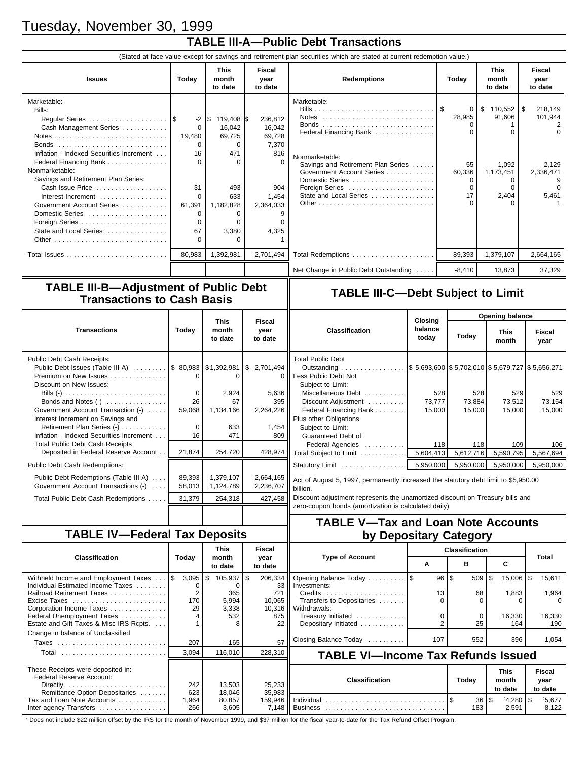# Tuesday, November 30, 1999

## TABLE III-A—Public Debt Transactions

(Stated at face value except for savings and retirement plan securities which are stated at current redemption value.)

| Issues | Today | This month to date | Fiscal year to date |
|---|---|---|---|
| Marketable: | | | |
| Bills: | | | |
| Regular Series | $ -2 | $ 119,408 | $ 236,812 |
| Cash Management Series | 0 | 16,042 | 16,042 |
| Notes | 19,480 | 69,725 | 69,728 |
| Bonds | 0 | 0 | 7,370 |
| Inflation - Indexed Securities Increment | 16 | 471 | 816 |
| Federal Financing Bank | 0 | 0 | 0 |
| Nonmarketable: | | | |
| Savings and Retirement Plan Series: | | | |
| Cash Issue Price | 31 | 493 | 904 |
| Interest Increment | 0 | 633 | 1,454 |
| Government Account Series | 61,391 | 1,182,828 | 2,364,033 |
| Domestic Series | 0 | 0 | 9 |
| Foreign Series | 0 | 0 | 0 |
| State and Local Series | 67 | 3,380 | 4,325 |
| Other | 0 | 0 | 1 |
| Total Issues | 80,983 | 1,392,981 | 2,701,494 |

| Redemptions | Today | This month to date | Fiscal year to date |
|---|---|---|---|
| Marketable: | | | |
| Bills | $ 0 | $ 110,552 | $ 218,149 |
| Notes | 28,985 | 91,606 | 101,944 |
| Bonds | 0 | 1 | 2 |
| Federal Financing Bank | 0 | 0 | 0 |
| Nonmarketable: | | | |
| Savings and Retirement Plan Series | 55 | 1,092 | 2,129 |
| Government Account Series | 60,336 | 1,173,451 | 2,336,471 |
| Domestic Series | 0 | 0 | 9 |
| Foreign Series | 0 | 0 | 0 |
| State and Local Series | 17 | 2,404 | 5,461 |
| Other | 0 | 0 | 1 |
| Total Redemptions | 89,393 | 1,379,107 | 2,664,165 |
| Net Change in Public Debt Outstanding | -8,410 | 13,873 | 37,329 |

## TABLE III-B—Adjustment of Public Debt Transactions to Cash Basis

| Transactions | Today | This month to date | Fiscal year to date |
|---|---|---|---|
| Public Debt Cash Receipts: | | | |
| Public Debt Issues (Table III-A) | $ 80,983 | $1,392,981 | $ 2,701,494 |
| Premium on New Issues | 0 | 0 | 0 |
| Discount on New Issues: | | | |
| Bills (-) | 0 | 2,924 | 5,636 |
| Bonds and Notes (-) | 26 | 67 | 395 |
| Government Account Transaction (-) | 59,068 | 1,134,166 | 2,264,226 |
| Interest Increment on Savings and Retirement Plan Series (-) | 0 | 633 | 1,454 |
| Inflation - Indexed Securities Increment | 16 | 471 | 809 |
| Total Public Debt Cash Receipts Deposited in Federal Reserve Account | 21,874 | 254,720 | 428,974 |
| Public Debt Cash Redemptions: | | | |
| Public Debt Redemptions (Table III-A) | 89,393 | 1,379,107 | 2,664,165 |
| Government Account Transactions (-) | 58,013 | 1,124,789 | 2,236,707 |
| Total Public Debt Cash Redemptions | 31,379 | 254,318 | 427,458 |

## TABLE III-C—Debt Subject to Limit

| Classification | Closing balance today | Opening balance | | |
|---|---|---|---|---|
| | | Today | This month | Fiscal year |
| Total Public Debt Outstanding | $ 5,693,600 | $ 5,702,010 | $ 5,679,727 | $ 5,656,271 |
| Less Public Debt Not Subject to Limit: | | | | |
| Miscellaneous Debt | 528 | 528 | 529 | 529 |
| Discount Adjustment | 73,777 | 73,884 | 73,512 | 73,154 |
| Federal Financing Bank | 15,000 | 15,000 | 15,000 | 15,000 |
| Plus other Obligations Subject to Limit: | | | | |
| Guaranteed Debt of Federal Agencies | 118 | 118 | 109 | 106 |
| Total Subject to Limit | 5,604,413 | 5,612,716 | 5,590,795 | 5,567,694 |
| Statutory Limit | 5,950,000 | 5,950,000 | 5,950,000 | 5,950,000 |

Act of August 5, 1997, permanently increased the statutory debt limit to $5,950.00 billion.

Discount adjustment represents the unamortized discount on Treasury bills and zero-coupon bonds (amortization is calculated daily)

## TABLE IV—Federal Tax Deposits

| Classification | Today | This month to date | Fiscal year to date |
|---|---|---|---|
| Withheld Income and Employment Taxes | $ 3,095 | $ 105,937 | $ 206,334 |
| Individual Estimated Income Taxes | 0 | 0 | 33 |
| Railroad Retirement Taxes | 2 | 365 | 721 |
| Excise Taxes | 170 | 5,994 | 10,065 |
| Corporation Income Taxes | 29 | 3,338 | 10,316 |
| Federal Unemployment Taxes | 4 | 532 | 875 |
| Estate and Gift Taxes & Misc IRS Rcpts. | 1 | 8 | 22 |
| Change in balance of Unclassified Taxes | -207 | -165 | -57 |
| Total | 3,094 | 116,010 | 228,310 |
| These Receipts were deposited in: | | | |
| Federal Reserve Account: | | | |
| Directly | 242 | 13,503 | 25,233 |
| Remittance Option Depositaries | 623 | 18,046 | 35,983 |
| Tax and Loan Note Accounts | 1,964 | 80,857 | 159,946 |
| Inter-agency Transfers | 266 | 3,605 | 7,148 |

## TABLE V—Tax and Loan Note Accounts by Depositary Category

| Type of Account | Classification | | | Total |
|---|---|---|---|---|
| | A | B | C | |
| Opening Balance Today | $ 96 | $ 509 | $ 15,006 | $ 15,611 |
| Investments: | | | | |
| Credits | 13 | 68 | 1,883 | 1,964 |
| Transfers to Depositaries | 0 | 0 | 0 | 0 |
| Withdrawals: | | | | |
| Treasury Initiated | 0 | 0 | 16,330 | 16,330 |
| Depositary Initiated | 2 | 25 | 164 | 190 |
| Closing Balance Today | 107 | 552 | 396 | 1,054 |

## TABLE VI—Income Tax Refunds Issued

| Classification | Today | This month to date | Fiscal year to date |
|---|---|---|---|
| Individual | $ 36 | $ [2]4,280 | $ [2]5,677 |
| Business | 183 | 2,591 | 8,122 |

[2] Does not include $22 million offset by the IRS for the month of November 1999, and $37 million for the fiscal year-to-date for the Tax Refund Offset Program.